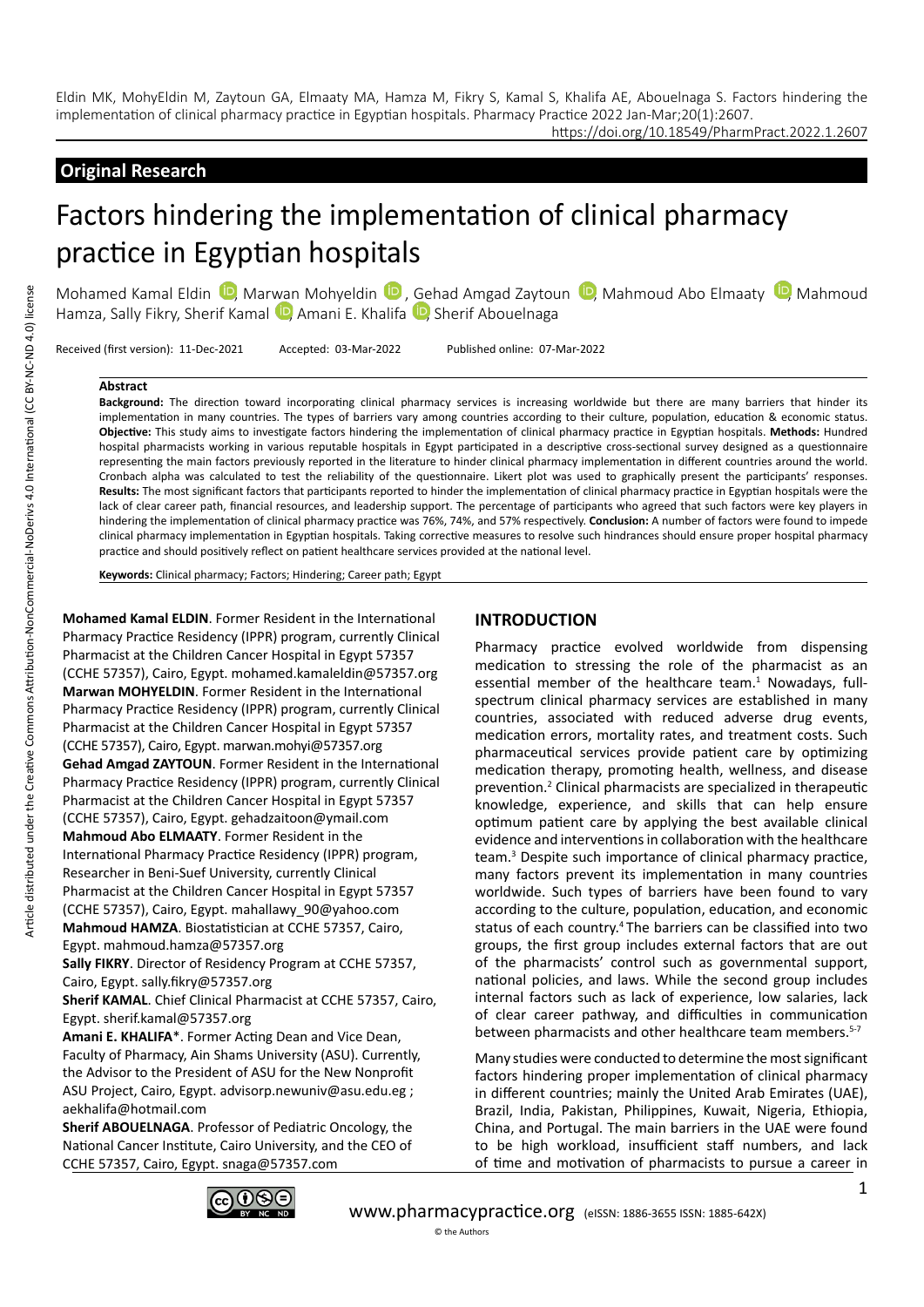Eldin MK, MohyEldin M, Zaytoun GA, Elmaaty MA, Hamza M, Fikry S, Kamal S, Khalifa AE, Abouelnaga S. Factors hindering the implementation of clinical pharmacy practice in Egyptian hospitals. Pharmacy Practice 2022 Jan-Mar;20(1):2607.

https://doi.org/10.18549/PharmPract.2022.1.2607

**Original Research**

# Factors hindering the implementation of clinical pharmacy practice in Egyptian hospitals

Mohamed Kamal Eldin, Marwan Mohyeldin, Gehad Amgad Zaytoun, Mahmoud Abo Elmaaty, Mahmoud Hamza, Sally Fikry, Sherif Kamal, Amani E. Khalifa, Sherif Abouelnaga

Received (first version): 11-Dec-2021 Accepted: 03-Mar-2022 Published online: 07-Mar-2022

## Abstract

**Background:** The direction toward incorporating clinical pharmacy services is increasing worldwide but there are many barriers that hinder its implementation in many countries. The types of barriers vary among countries according to their culture, population, education & economic status. **Objective:** This study aims to investigate factors hindering the implementation of clinical pharmacy practice in Egyptian hospitals. **Methods:** Hundred hospital pharmacists working in various reputable hospitals in Egypt participated in a descriptive cross-sectional survey designed as a questionnaire representing the main factors previously reported in the literature to hinder clinical pharmacy implementation in different countries around the world. Cronbach alpha was calculated to test the reliability of the questionnaire. Likert plot was used to graphically present the participants' responses. **Results:** The most significant factors that participants reported to hinder the implementation of clinical pharmacy practice in Egyptian hospitals were the lack of clear career path, financial resources, and leadership support. The percentage of participants who agreed that such factors were key players in hindering the implementation of clinical pharmacy practice was 76%, 74%, and 57% respectively. **Conclusion:** A number of factors were found to impede clinical pharmacy implementation in Egyptian hospitals. Taking corrective measures to resolve such hindrances should ensure proper hospital pharmacy practice and should positively reflect on patient healthcare services provided at the national level.

**Keywords:** Clinical pharmacy; Factors; Hindering; Career path; Egypt

**Mohamed Kamal ELDIN**. Former Resident in the International Pharmacy Practice Residency (IPPR) program, currently Clinical Pharmacist at the Children Cancer Hospital in Egypt 57357 (CCHE 57357), Cairo, Egypt. mohamed.kamaleldin@57357.org

**Marwan MOHYELDIN**. Former Resident in the International Pharmacy Practice Residency (IPPR) program, currently Clinical Pharmacist at the Children Cancer Hospital in Egypt 57357 (CCHE 57357), Cairo, Egypt. marwan.mohyi@57357.org

**Gehad Amgad ZAYTOUN**. Former Resident in the International Pharmacy Practice Residency (IPPR) program, currently Clinical Pharmacist at the Children Cancer Hospital in Egypt 57357 (CCHE 57357), Cairo, Egypt. gehadzaitoon@ymail.com

**Mahmoud Abo ELMAATY**. Former Resident in the International Pharmacy Practice Residency (IPPR) program, Researcher in Beni-Suef University, currently Clinical Pharmacist at the Children Cancer Hospital in Egypt 57357 (CCHE 57357), Cairo, Egypt. mahallawy_90@yahoo.com

**Mahmoud HAMZA**. Biostatistician at CCHE 57357, Cairo, Egypt. mahmoud.hamza@57357.org

**Sally FIKRY**. Director of Residency Program at CCHE 57357, Cairo, Egypt. sally.fikry@57357.org

**Sherif KAMAL**. Chief Clinical Pharmacist at CCHE 57357, Cairo, Egypt. sherif.kamal@57357.org

**Amani E. KHALIFA***. Former Acting Dean and Vice Dean, Faculty of Pharmacy, Ain Shams University (ASU). Currently, the Advisor to the President of ASU for the New Nonprofit ASU Project, Cairo, Egypt. advisorp.newuniv@asu.edu.eg ; aekhalifa@hotmail.com

**Sherif ABOUELNAGA**. Professor of Pediatric Oncology, the National Cancer Institute, Cairo University, and the CEO of CCHE 57357, Cairo, Egypt. snaga@57357.com

## INTRODUCTION

Pharmacy practice evolved worldwide from dispensing medication to stressing the role of the pharmacist as an essential member of the healthcare team.[1] Nowadays, full-spectrum clinical pharmacy services are established in many countries, associated with reduced adverse drug events, medication errors, mortality rates, and treatment costs. Such pharmaceutical services provide patient care by optimizing medication therapy, promoting health, wellness, and disease prevention.[2] Clinical pharmacists are specialized in therapeutic knowledge, experience, and skills that can help ensure optimum patient care by applying the best available clinical evidence and interventions in collaboration with the healthcare team.[3] Despite such importance of clinical pharmacy practice, many factors prevent its implementation in many countries worldwide. Such types of barriers have been found to vary according to the culture, population, education, and economic status of each country.[4] The barriers can be classified into two groups, the first group includes external factors that are out of the pharmacists' control such as governmental support, national policies, and laws. While the second group includes internal factors such as lack of experience, low salaries, lack of clear career pathway, and difficulties in communication between pharmacists and other healthcare team members.[5-7]

Many studies were conducted to determine the most significant factors hindering proper implementation of clinical pharmacy in different countries; mainly the United Arab Emirates (UAE), Brazil, India, Pakistan, Philippines, Kuwait, Nigeria, Ethiopia, China, and Portugal. The main barriers in the UAE were found to be high workload, insufficient staff numbers, and lack of time and motivation of pharmacists to pursue a career in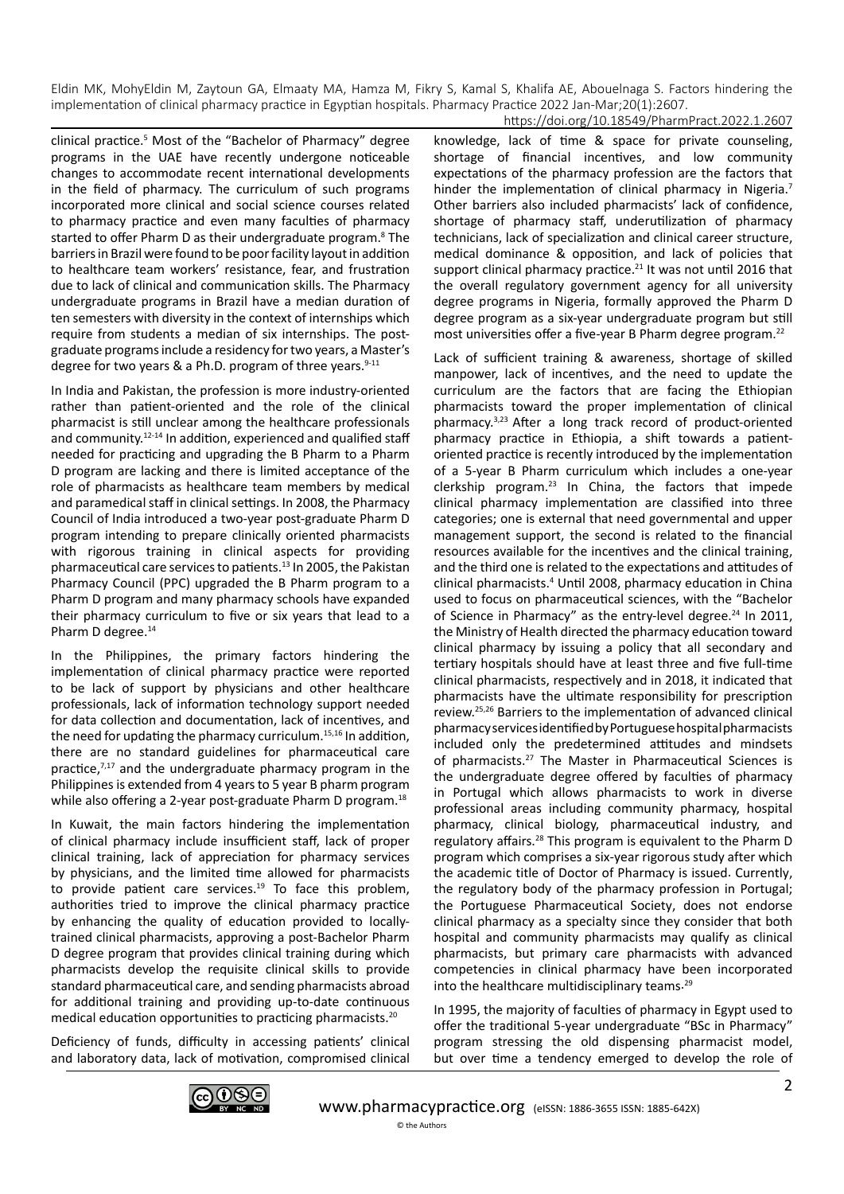clinical practice.[5] Most of the "Bachelor of Pharmacy" degree programs in the UAE have recently undergone noticeable changes to accommodate recent international developments in the field of pharmacy. The curriculum of such programs incorporated more clinical and social science courses related to pharmacy practice and even many faculties of pharmacy started to offer Pharm D as their undergraduate program.[8] The barriers in Brazil were found to be poor facility layout in addition to healthcare team workers' resistance, fear, and frustration due to lack of clinical and communication skills. The Pharmacy undergraduate programs in Brazil have a median duration of ten semesters with diversity in the context of internships which require from students a median of six internships. The post-graduate programs include a residency for two years, a Master's degree for two years & a Ph.D. program of three years.[9-11]

In India and Pakistan, the profession is more industry-oriented rather than patient-oriented and the role of the clinical pharmacist is still unclear among the healthcare professionals and community.[12-14] In addition, experienced and qualified staff needed for practicing and upgrading the B Pharm to a Pharm D program are lacking and there is limited acceptance of the role of pharmacists as healthcare team members by medical and paramedical staff in clinical settings. In 2008, the Pharmacy Council of India introduced a two-year post-graduate Pharm D program intending to prepare clinically oriented pharmacists with rigorous training in clinical aspects for providing pharmaceutical care services to patients.[13] In 2005, the Pakistan Pharmacy Council (PPC) upgraded the B Pharm program to a Pharm D program and many pharmacy schools have expanded their pharmacy curriculum to five or six years that lead to a Pharm D degree.[14]

In the Philippines, the primary factors hindering the implementation of clinical pharmacy practice were reported to be lack of support by physicians and other healthcare professionals, lack of information technology support needed for data collection and documentation, lack of incentives, and the need for updating the pharmacy curriculum.[15,16] In addition, there are no standard guidelines for pharmaceutical care practice,[7,17] and the undergraduate pharmacy program in the Philippines is extended from 4 years to 5 year B pharm program while also offering a 2-year post-graduate Pharm D program.[18]

In Kuwait, the main factors hindering the implementation of clinical pharmacy include insufficient staff, lack of proper clinical training, lack of appreciation for pharmacy services by physicians, and the limited time allowed for pharmacists to provide patient care services.[19] To face this problem, authorities tried to improve the clinical pharmacy practice by enhancing the quality of education provided to locally-trained clinical pharmacists, approving a post-Bachelor Pharm D degree program that provides clinical training during which pharmacists develop the requisite clinical skills to provide standard pharmaceutical care, and sending pharmacists abroad for additional training and providing up-to-date continuous medical education opportunities to practicing pharmacists.[20]

Deficiency of funds, difficulty in accessing patients' clinical and laboratory data, lack of motivation, compromised clinical knowledge, lack of time & space for private counseling, shortage of financial incentives, and low community expectations of the pharmacy profession are the factors that hinder the implementation of clinical pharmacy in Nigeria.[7] Other barriers also included pharmacists' lack of confidence, shortage of pharmacy staff, underutilization of pharmacy technicians, lack of specialization and clinical career structure, medical dominance & opposition, and lack of policies that support clinical pharmacy practice.[21] It was not until 2016 that the overall regulatory government agency for all university degree programs in Nigeria, formally approved the Pharm D degree program as a six-year undergraduate program but still most universities offer a five-year B Pharm degree program.[22]

Lack of sufficient training & awareness, shortage of skilled manpower, lack of incentives, and the need to update the curriculum are the factors that are facing the Ethiopian pharmacists toward the proper implementation of clinical pharmacy.[3,23] After a long track record of product-oriented pharmacy practice in Ethiopia, a shift towards a patient-oriented practice is recently introduced by the implementation of a 5-year B Pharm curriculum which includes a one-year clerkship program.[23] In China, the factors that impede clinical pharmacy implementation are classified into three categories; one is external that need governmental and upper management support, the second is related to the financial resources available for the incentives and the clinical training, and the third one is related to the expectations and attitudes of clinical pharmacists.[4] Until 2008, pharmacy education in China used to focus on pharmaceutical sciences, with the "Bachelor of Science in Pharmacy" as the entry-level degree.[24] In 2011, the Ministry of Health directed the pharmacy education toward clinical pharmacy by issuing a policy that all secondary and tertiary hospitals should have at least three and five full-time clinical pharmacists, respectively and in 2018, it indicated that pharmacists have the ultimate responsibility for prescription review.[25,26] Barriers to the implementation of advanced clinical pharmacy services identified by Portuguese hospital pharmacists included only the predetermined attitudes and mindsets of pharmacists.[27] The Master in Pharmaceutical Sciences is the undergraduate degree offered by faculties of pharmacy in Portugal which allows pharmacists to work in diverse professional areas including community pharmacy, hospital pharmacy, clinical biology, pharmaceutical industry, and regulatory affairs.[28] This program is equivalent to the Pharm D program which comprises a six-year rigorous study after which the academic title of Doctor of Pharmacy is issued. Currently, the regulatory body of the pharmacy profession in Portugal; the Portuguese Pharmaceutical Society, does not endorse clinical pharmacy as a specialty since they consider that both hospital and community pharmacists may qualify as clinical pharmacists, but primary care pharmacists with advanced competencies in clinical pharmacy have been incorporated into the healthcare multidisciplinary teams.[29]

In 1995, the majority of faculties of pharmacy in Egypt used to offer the traditional 5-year undergraduate "BSc in Pharmacy" program stressing the old dispensing pharmacist model, but over time a tendency emerged to develop the role of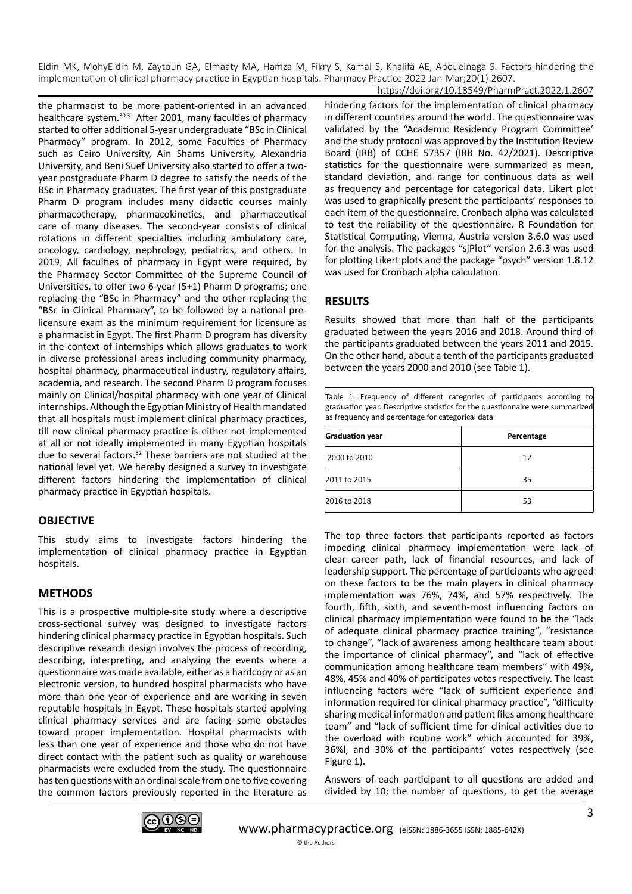the pharmacist to be more patient-oriented in an advanced healthcare system.[30,31] After 2001, many faculties of pharmacy started to offer additional 5-year undergraduate "BSc in Clinical Pharmacy" program. In 2012, some Faculties of Pharmacy such as Cairo University, Ain Shams University, Alexandria University, and Beni Suef University also started to offer a two-year postgraduate Pharm D degree to satisfy the needs of the BSc in Pharmacy graduates. The first year of this postgraduate Pharm D program includes many didactic courses mainly pharmacotherapy, pharmacokinetics, and pharmaceutical care of many diseases. The second-year consists of clinical rotations in different specialties including ambulatory care, oncology, cardiology, nephrology, pediatrics, and others. In 2019, All faculties of pharmacy in Egypt were required, by the Pharmacy Sector Committee of the Supreme Council of Universities, to offer two 6-year (5+1) Pharm D programs; one replacing the "BSc in Pharmacy" and the other replacing the "BSc in Clinical Pharmacy", to be followed by a national pre-licensure exam as the minimum requirement for licensure as a pharmacist in Egypt. The first Pharm D program has diversity in the context of internships which allows graduates to work in diverse professional areas including community pharmacy, hospital pharmacy, pharmaceutical industry, regulatory affairs, academia, and research. The second Pharm D program focuses mainly on Clinical/hospital pharmacy with one year of Clinical internships. Although the Egyptian Ministry of Health mandated that all hospitals must implement clinical pharmacy practices, till now clinical pharmacy practice is either not implemented at all or not ideally implemented in many Egyptian hospitals due to several factors.[32] These barriers are not studied at the national level yet. We hereby designed a survey to investigate different factors hindering the implementation of clinical pharmacy practice in Egyptian hospitals.

## OBJECTIVE

This study aims to investigate factors hindering the implementation of clinical pharmacy practice in Egyptian hospitals.

## METHODS

This is a prospective multiple-site study where a descriptive cross-sectional survey was designed to investigate factors hindering clinical pharmacy practice in Egyptian hospitals. Such descriptive research design involves the process of recording, describing, interpreting, and analyzing the events where a questionnaire was made available, either as a hardcopy or as an electronic version, to hundred hospital pharmacists who have more than one year of experience and are working in seven reputable hospitals in Egypt. These hospitals started applying clinical pharmacy services and are facing some obstacles toward proper implementation. Hospital pharmacists with less than one year of experience and those who do not have direct contact with the patient such as quality or warehouse pharmacists were excluded from the study. The questionnaire has ten questions with an ordinal scale from one to five covering the common factors previously reported in the literature as hindering factors for the implementation of clinical pharmacy in different countries around the world. The questionnaire was validated by the "Academic Residency Program Committee' and the study protocol was approved by the Institution Review Board (IRB) of CCHE 57357 (IRB No. 42/2021). Descriptive statistics for the questionnaire were summarized as mean, standard deviation, and range for continuous data as well as frequency and percentage for categorical data. Likert plot was used to graphically present the participants' responses to each item of the questionnaire. Cronbach alpha was calculated to test the reliability of the questionnaire. R Foundation for Statistical Computing, Vienna, Austria version 3.6.0 was used for the analysis. The packages "sjPlot" version 2.6.3 was used for plotting Likert plots and the package "psych" version 1.8.12 was used for Cronbach alpha calculation.

## RESULTS

Results showed that more than half of the participants graduated between the years 2016 and 2018. Around third of the participants graduated between the years 2011 and 2015. On the other hand, about a tenth of the participants graduated between the years 2000 and 2010 (see Table 1).

Table 1. Frequency of different categories of participants according to graduation year. Descriptive statistics for the questionnaire were summarized as frequency and percentage for categorical data

| Graduation year | Percentage |
|---|---|
| 2000 to 2010 | 12 |
| 2011 to 2015 | 35 |
| 2016 to 2018 | 53 |

The top three factors that participants reported as factors impeding clinical pharmacy implementation were lack of clear career path, lack of financial resources, and lack of leadership support. The percentage of participants who agreed on these factors to be the main players in clinical pharmacy implementation was 76%, 74%, and 57% respectively. The fourth, fifth, sixth, and seventh-most influencing factors on clinical pharmacy implementation were found to be the "lack of adequate clinical pharmacy practice training", "resistance to change", "lack of awareness among healthcare team about the importance of clinical pharmacy", and "lack of effective communication among healthcare team members" with 49%, 48%, 45% and 40% of participates votes respectively. The least influencing factors were "lack of sufficient experience and information required for clinical pharmacy practice", "difficulty sharing medical information and patient files among healthcare team" and "lack of sufficient time for clinical activities due to the overload with routine work" which accounted for 39%, 36%l, and 30% of the participants' votes respectively (see Figure 1).

Answers of each participant to all questions are added and divided by 10; the number of questions, to get the average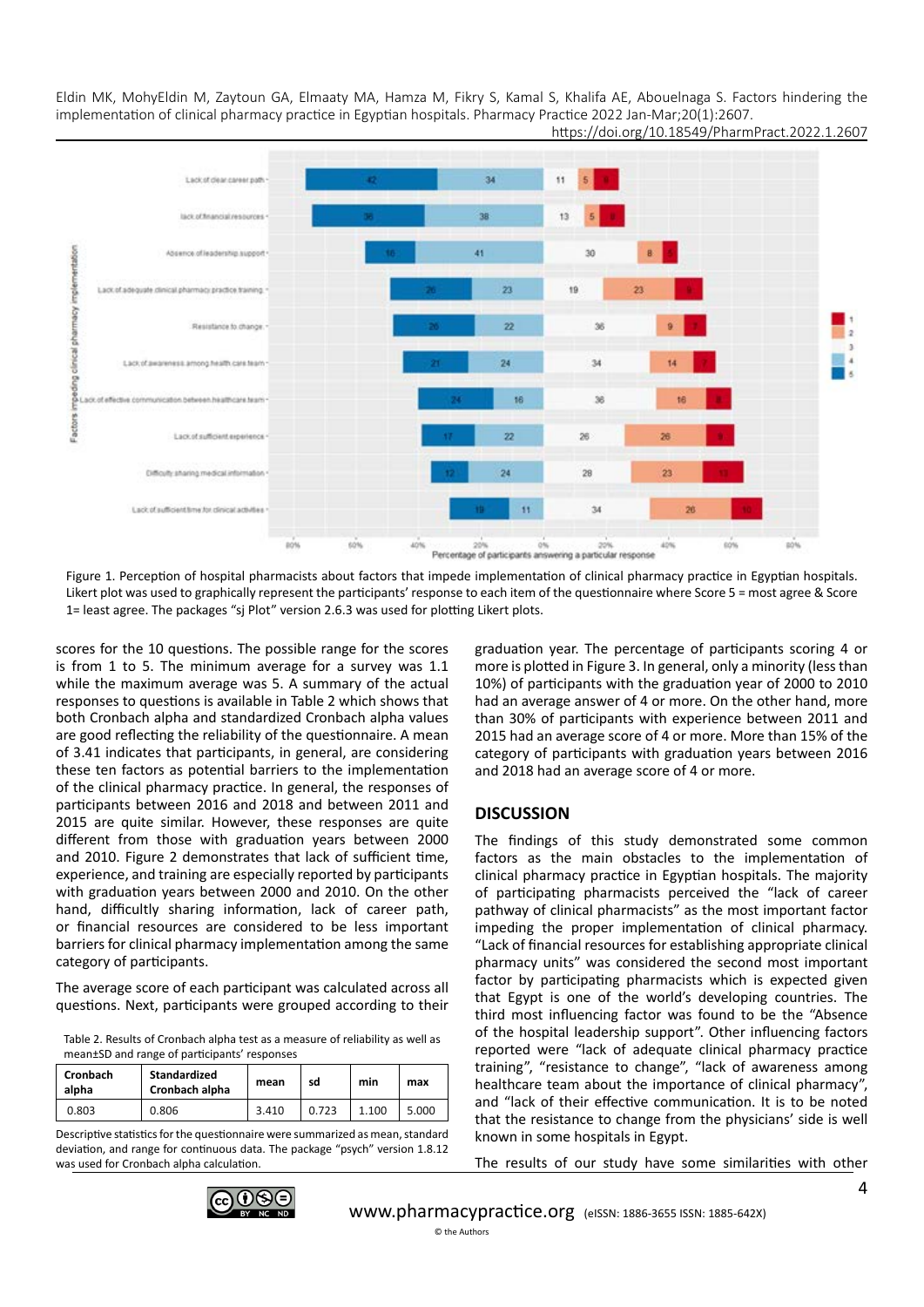Figure 1. Perception of hospital pharmacists about factors that impede implementation of clinical pharmacy practice in Egyptian hospitals. Likert plot was used to graphically represent the participants' response to each item of the questionnaire where Score 5 = most agree & Score 1= least agree. The packages "sj Plot" version 2.6.3 was used for plotting Likert plots.

scores for the 10 questions. The possible range for the scores is from 1 to 5. The minimum average for a survey was 1.1 while the maximum average was 5. A summary of the actual responses to questions is available in Table 2 which shows that both Cronbach alpha and standardized Cronbach alpha values are good reflecting the reliability of the questionnaire. A mean of 3.41 indicates that participants, in general, are considering these ten factors as potential barriers to the implementation of the clinical pharmacy practice. In general, the responses of participants between 2016 and 2018 and between 2011 and 2015 are quite similar. However, these responses are quite different from those with graduation years between 2000 and 2010. Figure 2 demonstrates that lack of sufficient time, experience, and training are especially reported by participants with graduation years between 2000 and 2010. On the other hand, difficultly sharing information, lack of career path, or financial resources are considered to be less important barriers for clinical pharmacy implementation among the same category of participants.

The average score of each participant was calculated across all questions. Next, participants were grouped according to their graduation year. The percentage of participants scoring 4 or more is plotted in Figure 3. In general, only a minority (less than 10%) of participants with the graduation year of 2000 to 2010 had an average answer of 4 or more. On the other hand, more than 30% of participants with experience between 2011 and 2015 had an average score of 4 or more. More than 15% of the category of participants with graduation years between 2016 and 2018 had an average score of 4 or more.

Table 2. Results of Cronbach alpha test as a measure of reliability as well as mean±SD and range of participants' responses

| Cronbach alpha | Standardized Cronbach alpha | mean | sd | min | max |
|---|---|---|---|---|---|
| 0.803 | 0.806 | 3.410 | 0.723 | 1.100 | 5.000 |

Descriptive statistics for the questionnaire were summarized as mean, standard deviation, and range for continuous data. The package "psych" version 1.8.12 was used for Cronbach alpha calculation.

## DISCUSSION

The findings of this study demonstrated some common factors as the main obstacles to the implementation of clinical pharmacy practice in Egyptian hospitals. The majority of participating pharmacists perceived the "lack of career pathway of clinical pharmacists" as the most important factor impeding the proper implementation of clinical pharmacy. "Lack of financial resources for establishing appropriate clinical pharmacy units" was considered the second most important factor by participating pharmacists which is expected given that Egypt is one of the world's developing countries. The third most influencing factor was found to be the "Absence of the hospital leadership support". Other influencing factors reported were "lack of adequate clinical pharmacy practice training", "resistance to change", "lack of awareness among healthcare team about the importance of clinical pharmacy", and "lack of their effective communication. It is to be noted that the resistance to change from the physicians' side is well known in some hospitals in Egypt.

The results of our study have some similarities with other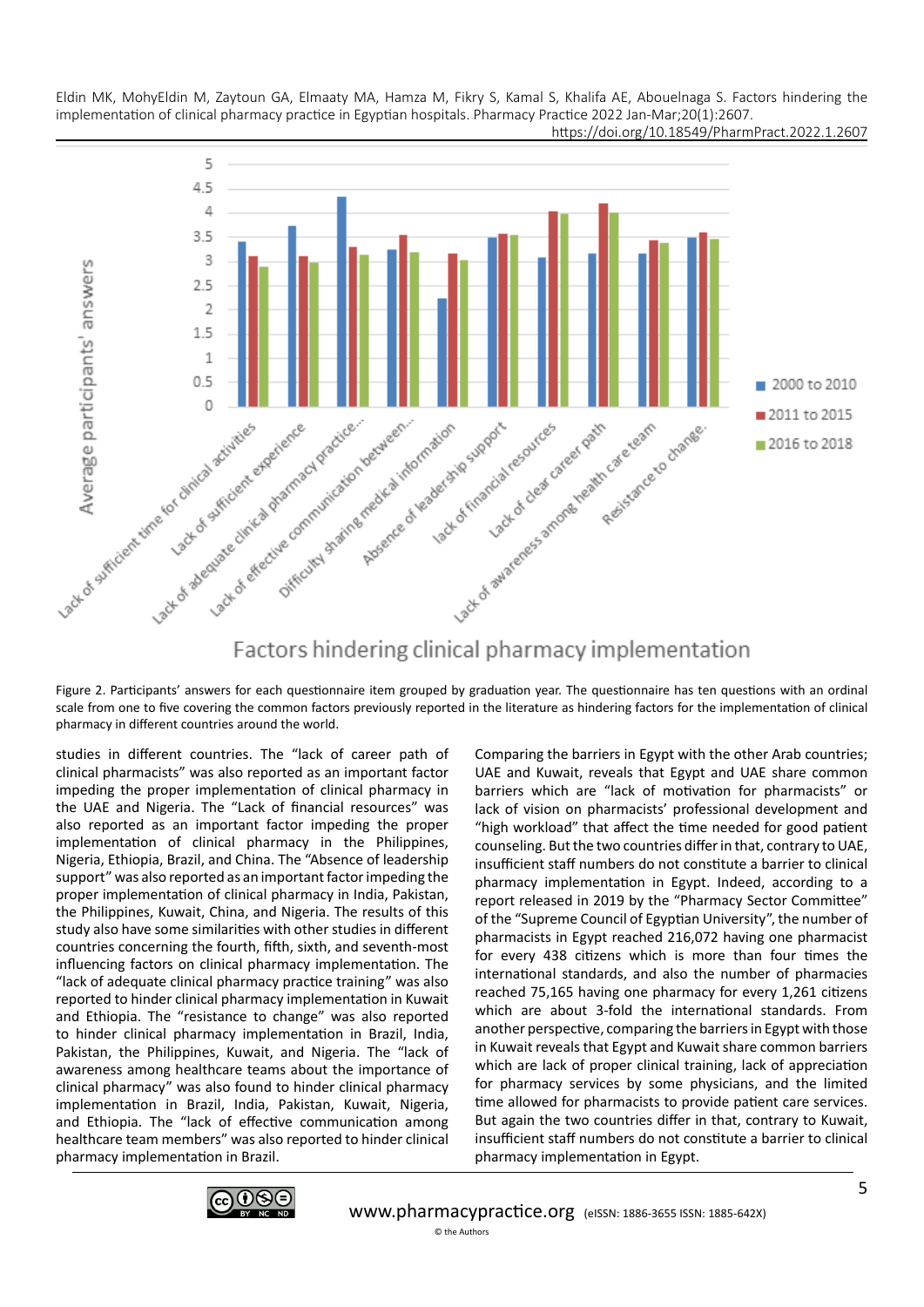Figure 2. Participants' answers for each questionnaire item grouped by graduation year. The questionnaire has ten questions with an ordinal scale from one to five covering the common factors previously reported in the literature as hindering factors for the implementation of clinical pharmacy in different countries around the world.

studies in different countries. The "lack of career path of clinical pharmacists" was also reported as an important factor impeding the proper implementation of clinical pharmacy in the UAE and Nigeria. The "Lack of financial resources" was also reported as an important factor impeding the proper implementation of clinical pharmacy in the Philippines, Nigeria, Ethiopia, Brazil, and China. The "Absence of leadership support" was also reported as an important factor impeding the proper implementation of clinical pharmacy in India, Pakistan, the Philippines, Kuwait, China, and Nigeria. The results of this study also have some similarities with other studies in different countries concerning the fourth, fifth, sixth, and seventh-most influencing factors on clinical pharmacy implementation. The "lack of adequate clinical pharmacy practice training" was also reported to hinder clinical pharmacy implementation in Kuwait and Ethiopia. The "resistance to change" was also reported to hinder clinical pharmacy implementation in Brazil, India, Pakistan, the Philippines, Kuwait, and Nigeria. The "lack of awareness among healthcare teams about the importance of clinical pharmacy" was also found to hinder clinical pharmacy implementation in Brazil, India, Pakistan, Kuwait, Nigeria, and Ethiopia. The "lack of effective communication among healthcare team members" was also reported to hinder clinical pharmacy implementation in Brazil.

Comparing the barriers in Egypt with the other Arab countries; UAE and Kuwait, reveals that Egypt and UAE share common barriers which are "lack of motivation for pharmacists" or lack of vision on pharmacists' professional development and "high workload" that affect the time needed for good patient counseling. But the two countries differ in that, contrary to UAE, insufficient staff numbers do not constitute a barrier to clinical pharmacy implementation in Egypt. Indeed, according to a report released in 2019 by the "Pharmacy Sector Committee" of the "Supreme Council of Egyptian University", the number of pharmacists in Egypt reached 216,072 having one pharmacist for every 438 citizens which is more than four times the international standards, and also the number of pharmacies reached 75,165 having one pharmacy for every 1,261 citizens which are about 3-fold the international standards. From another perspective, comparing the barriers in Egypt with those in Kuwait reveals that Egypt and Kuwait share common barriers which are lack of proper clinical training, lack of appreciation for pharmacy services by some physicians, and the limited time allowed for pharmacists to provide patient care services. But again the two countries differ in that, contrary to Kuwait, insufficient staff numbers do not constitute a barrier to clinical pharmacy implementation in Egypt.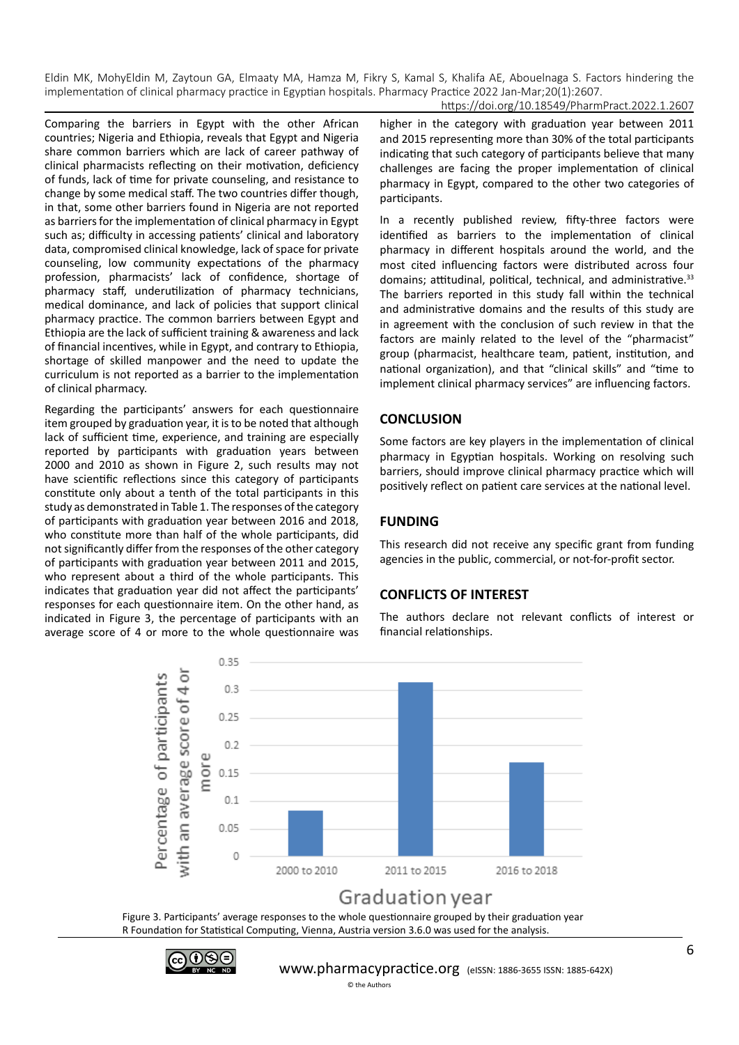Comparing the barriers in Egypt with the other African countries; Nigeria and Ethiopia, reveals that Egypt and Nigeria share common barriers which are lack of career pathway of clinical pharmacists reflecting on their motivation, deficiency of funds, lack of time for private counseling, and resistance to change by some medical staff. The two countries differ though, in that, some other barriers found in Nigeria are not reported as barriers for the implementation of clinical pharmacy in Egypt such as; difficulty in accessing patients' clinical and laboratory data, compromised clinical knowledge, lack of space for private counseling, low community expectations of the pharmacy profession, pharmacists' lack of confidence, shortage of pharmacy staff, underutilization of pharmacy technicians, medical dominance, and lack of policies that support clinical pharmacy practice. The common barriers between Egypt and Ethiopia are the lack of sufficient training & awareness and lack of financial incentives, while in Egypt, and contrary to Ethiopia, shortage of skilled manpower and the need to update the curriculum is not reported as a barrier to the implementation of clinical pharmacy.

Regarding the participants' answers for each questionnaire item grouped by graduation year, it is to be noted that although lack of sufficient time, experience, and training are especially reported by participants with graduation years between 2000 and 2010 as shown in Figure 2, such results may not have scientific reflections since this category of participants constitute only about a tenth of the total participants in this study as demonstrated in Table 1. The responses of the category of participants with graduation year between 2016 and 2018, who constitute more than half of the whole participants, did not significantly differ from the responses of the other category of participants with graduation year between 2011 and 2015, who represent about a third of the whole participants. This indicates that graduation year did not affect the participants' responses for each questionnaire item. On the other hand, as indicated in Figure 3, the percentage of participants with an average score of 4 or more to the whole questionnaire was higher in the category with graduation year between 2011 and 2015 representing more than 30% of the total participants indicating that such category of participants believe that many challenges are facing the proper implementation of clinical pharmacy in Egypt, compared to the other two categories of participants.

In a recently published review, fifty-three factors were identified as barriers to the implementation of clinical pharmacy in different hospitals around the world, and the most cited influencing factors were distributed across four domains; attitudinal, political, technical, and administrative.[33] The barriers reported in this study fall within the technical and administrative domains and the results of this study are in agreement with the conclusion of such review in that the factors are mainly related to the level of the "pharmacist" group (pharmacist, healthcare team, patient, institution, and national organization), and that "clinical skills" and "time to implement clinical pharmacy services" are influencing factors.

## CONCLUSION

Some factors are key players in the implementation of clinical pharmacy in Egyptian hospitals. Working on resolving such barriers, should improve clinical pharmacy practice which will positively reflect on patient care services at the national level.

## FUNDING

This research did not receive any specific grant from funding agencies in the public, commercial, or not-for-profit sector.

## CONFLICTS OF INTEREST

The authors declare not relevant conflicts of interest or financial relationships.

Figure 3. Participants' average responses to the whole questionnaire grouped by their graduation year
R Foundation for Statistical Computing, Vienna, Austria version 3.6.0 was used for the analysis.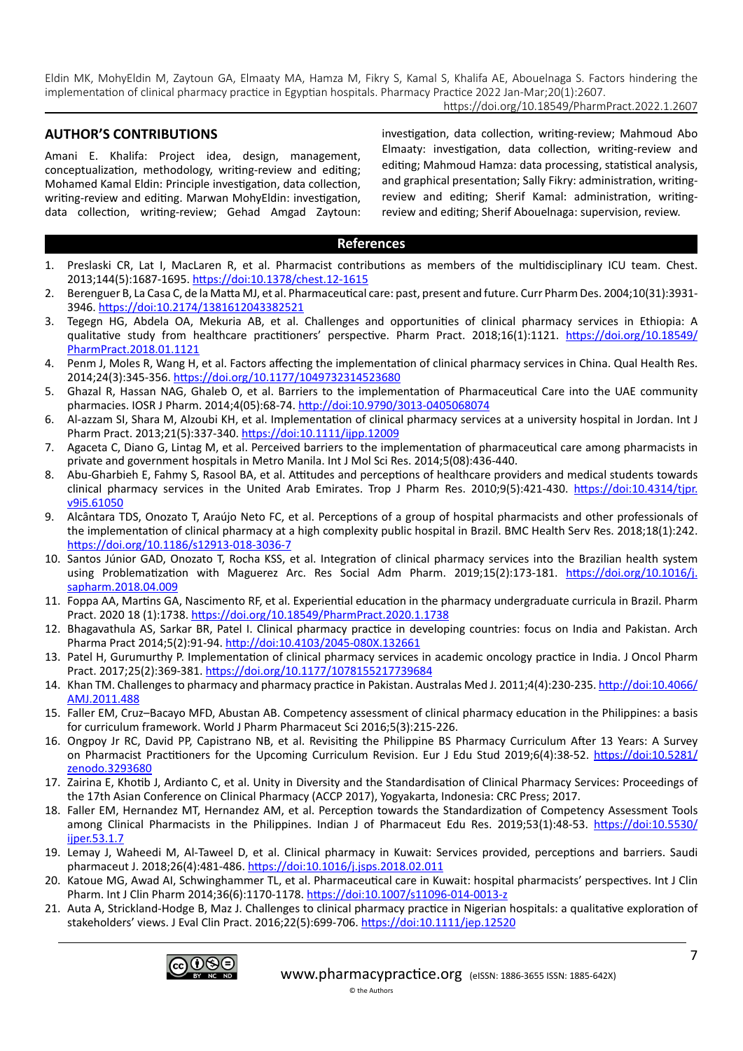## AUTHOR'S CONTRIBUTIONS

Amani E. Khalifa: Project idea, design, management, conceptualization, methodology, writing-review and editing; Mohamed Kamal Eldin: Principle investigation, data collection, writing-review and editing. Marwan MohyEldin: investigation, data collection, writing-review; Gehad Amgad Zaytoun: investigation, data collection, writing-review; Mahmoud Abo Elmaaty: investigation, data collection, writing-review and editing; Mahmoud Hamza: data processing, statistical analysis, and graphical presentation; Sally Fikry: administration, writing-review and editing; Sherif Kamal: administration, writing-review and editing; Sherif Abouelnaga: supervision, review.

## References

1. Preslaski CR, Lat I, MacLaren R, et al. Pharmacist contributions as members of the multidisciplinary ICU team. Chest. 2013;144(5):1687-1695. https://doi:10.1378/chest.12-1615
2. Berenguer B, La Casa C, de la Matta MJ, et al. Pharmaceutical care: past, present and future. Curr Pharm Des. 2004;10(31):3931-3946. https://doi:10.2174/1381612043382521
3. Tegegn HG, Abdela OA, Mekuria AB, et al. Challenges and opportunities of clinical pharmacy services in Ethiopia: A qualitative study from healthcare practitioners' perspective. Pharm Pract. 2018;16(1):1121. https://doi.org/10.18549/PharmPract.2018.01.1121
4. Penm J, Moles R, Wang H, et al. Factors affecting the implementation of clinical pharmacy services in China. Qual Health Res. 2014;24(3):345-356. https://doi.org/10.1177/1049732314523680
5. Ghazal R, Hassan NAG, Ghaleb O, et al. Barriers to the implementation of Pharmaceutical Care into the UAE community pharmacies. IOSR J Pharm. 2014;4(05):68-74. http://doi:10.9790/3013-0405068074
6. Al-azzam SI, Shara M, Alzoubi KH, et al. Implementation of clinical pharmacy services at a university hospital in Jordan. Int J Pharm Pract. 2013;21(5):337-340. https://doi:10.1111/ijpp.12009
7. Agaceta C, Diano G, Lintag M, et al. Perceived barriers to the implementation of pharmaceutical care among pharmacists in private and government hospitals in Metro Manila. Int J Mol Sci Res. 2014;5(08):436-440.
8. Abu-Gharbieh E, Fahmy S, Rasool BA, et al. Attitudes and perceptions of healthcare providers and medical students towards clinical pharmacy services in the United Arab Emirates. Trop J Pharm Res. 2010;9(5):421-430. https://doi:10.4314/tjpr.v9i5.61050
9. Alcântara TDS, Onozato T, Araújo Neto FC, et al. Perceptions of a group of hospital pharmacists and other professionals of the implementation of clinical pharmacy at a high complexity public hospital in Brazil. BMC Health Serv Res. 2018;18(1):242. https://doi.org/10.1186/s12913-018-3036-7
10. Santos Júnior GAD, Onozato T, Rocha KSS, et al. Integration of clinical pharmacy services into the Brazilian health system using Problematization with Maguerez Arc. Res Social Adm Pharm. 2019;15(2):173-181. https://doi.org/10.1016/j.sapharm.2018.04.009
11. Foppa AA, Martins GA, Nascimento RF, et al. Experiential education in the pharmacy undergraduate curricula in Brazil. Pharm Pract. 2020 18 (1):1738. https://doi.org/10.18549/PharmPract.2020.1.1738
12. Bhagavathula AS, Sarkar BR, Patel I. Clinical pharmacy practice in developing countries: focus on India and Pakistan. Arch Pharma Pract 2014;5(2):91-94. http://doi:10.4103/2045-080X.132661
13. Patel H, Gurumurthy P. Implementation of clinical pharmacy services in academic oncology practice in India. J Oncol Pharm Pract. 2017;25(2):369-381. https://doi.org/10.1177/1078155217739684
14. Khan TM. Challenges to pharmacy and pharmacy practice in Pakistan. Australas Med J. 2011;4(4):230-235. http://doi:10.4066/AMJ.2011.488
15. Faller EM, Cruz–Bacayo MFD, Abustan AB. Competency assessment of clinical pharmacy education in the Philippines: a basis for curriculum framework. World J Pharm Pharmaceut Sci 2016;5(3):215-226.
16. Ongpoy Jr RC, David PP, Capistrano NB, et al. Revisiting the Philippine BS Pharmacy Curriculum After 13 Years: A Survey on Pharmacist Practitioners for the Upcoming Curriculum Revision. Eur J Edu Stud 2019;6(4):38-52. https://doi:10.5281/zenodo.3293680
17. Zairina E, Khotib J, Ardianto C, et al. Unity in Diversity and the Standardisation of Clinical Pharmacy Services: Proceedings of the 17th Asian Conference on Clinical Pharmacy (ACCP 2017), Yogyakarta, Indonesia: CRC Press; 2017.
18. Faller EM, Hernandez MT, Hernandez AM, et al. Perception towards the Standardization of Competency Assessment Tools among Clinical Pharmacists in the Philippines. Indian J of Pharmaceut Edu Res. 2019;53(1):48-53. https://doi:10.5530/ijper.53.1.7
19. Lemay J, Waheedi M, Al-Taweel D, et al. Clinical pharmacy in Kuwait: Services provided, perceptions and barriers. Saudi pharmaceut J. 2018;26(4):481-486. https://doi:10.1016/j.jsps.2018.02.011
20. Katoue MG, Awad AI, Schwinghammer TL, et al. Pharmaceutical care in Kuwait: hospital pharmacists' perspectives. Int J Clin Pharm. Int J Clin Pharm 2014;36(6):1170-1178. https://doi:10.1007/s11096-014-0013-z
21. Auta A, Strickland-Hodge B, Maz J. Challenges to clinical pharmacy practice in Nigerian hospitals: a qualitative exploration of stakeholders' views. J Eval Clin Pract. 2016;22(5):699-706. https://doi:10.1111/jep.12520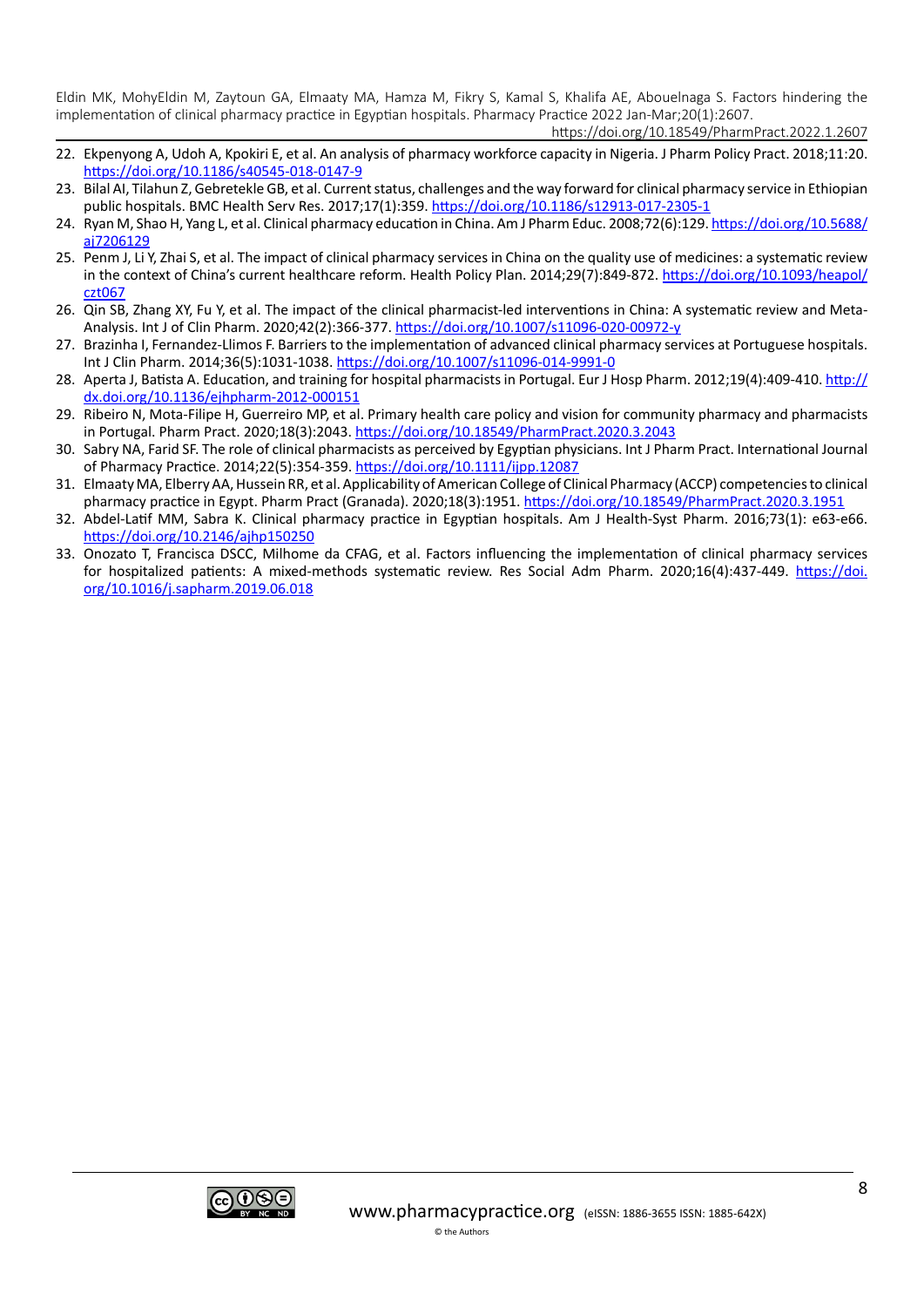22. Ekpenyong A, Udoh A, Kpokiri E, et al. An analysis of pharmacy workforce capacity in Nigeria. J Pharm Policy Pract. 2018;11:20. https://doi.org/10.1186/s40545-018-0147-9
23. Bilal AI, Tilahun Z, Gebretekle GB, et al. Current status, challenges and the way forward for clinical pharmacy service in Ethiopian public hospitals. BMC Health Serv Res. 2017;17(1):359. https://doi.org/10.1186/s12913-017-2305-1
24. Ryan M, Shao H, Yang L, et al. Clinical pharmacy education in China. Am J Pharm Educ. 2008;72(6):129. https://doi.org/10.5688/aj7206129
25. Penm J, Li Y, Zhai S, et al. The impact of clinical pharmacy services in China on the quality use of medicines: a systematic review in the context of China's current healthcare reform. Health Policy Plan. 2014;29(7):849-872. https://doi.org/10.1093/heapol/czt067
26. Qin SB, Zhang XY, Fu Y, et al. The impact of the clinical pharmacist-led interventions in China: A systematic review and Meta-Analysis. Int J of Clin Pharm. 2020;42(2):366-377. https://doi.org/10.1007/s11096-020-00972-y
27. Brazinha I, Fernandez-Llimos F. Barriers to the implementation of advanced clinical pharmacy services at Portuguese hospitals. Int J Clin Pharm. 2014;36(5):1031-1038. https://doi.org/10.1007/s11096-014-9991-0
28. Aperta J, Batista A. Education, and training for hospital pharmacists in Portugal. Eur J Hosp Pharm. 2012;19(4):409-410. http://dx.doi.org/10.1136/ejhpharm-2012-000151
29. Ribeiro N, Mota-Filipe H, Guerreiro MP, et al. Primary health care policy and vision for community pharmacy and pharmacists in Portugal. Pharm Pract. 2020;18(3):2043. https://doi.org/10.18549/PharmPract.2020.3.2043
30. Sabry NA, Farid SF. The role of clinical pharmacists as perceived by Egyptian physicians. Int J Pharm Pract. International Journal of Pharmacy Practice. 2014;22(5):354-359. https://doi.org/10.1111/ijpp.12087
31. Elmaaty MA, Elberry AA, Hussein RR, et al. Applicability of American College of Clinical Pharmacy (ACCP) competencies to clinical pharmacy practice in Egypt. Pharm Pract (Granada). 2020;18(3):1951. https://doi.org/10.18549/PharmPract.2020.3.1951
32. Abdel-Latif MM, Sabra K. Clinical pharmacy practice in Egyptian hospitals. Am J Health-Syst Pharm. 2016;73(1): e63-e66. https://doi.org/10.2146/ajhp150250
33. Onozato T, Francisca DSCC, Milhome da CFAG, et al. Factors influencing the implementation of clinical pharmacy services for hospitalized patients: A mixed-methods systematic review. Res Social Adm Pharm. 2020;16(4):437-449. https://doi.org/10.1016/j.sapharm.2019.06.018